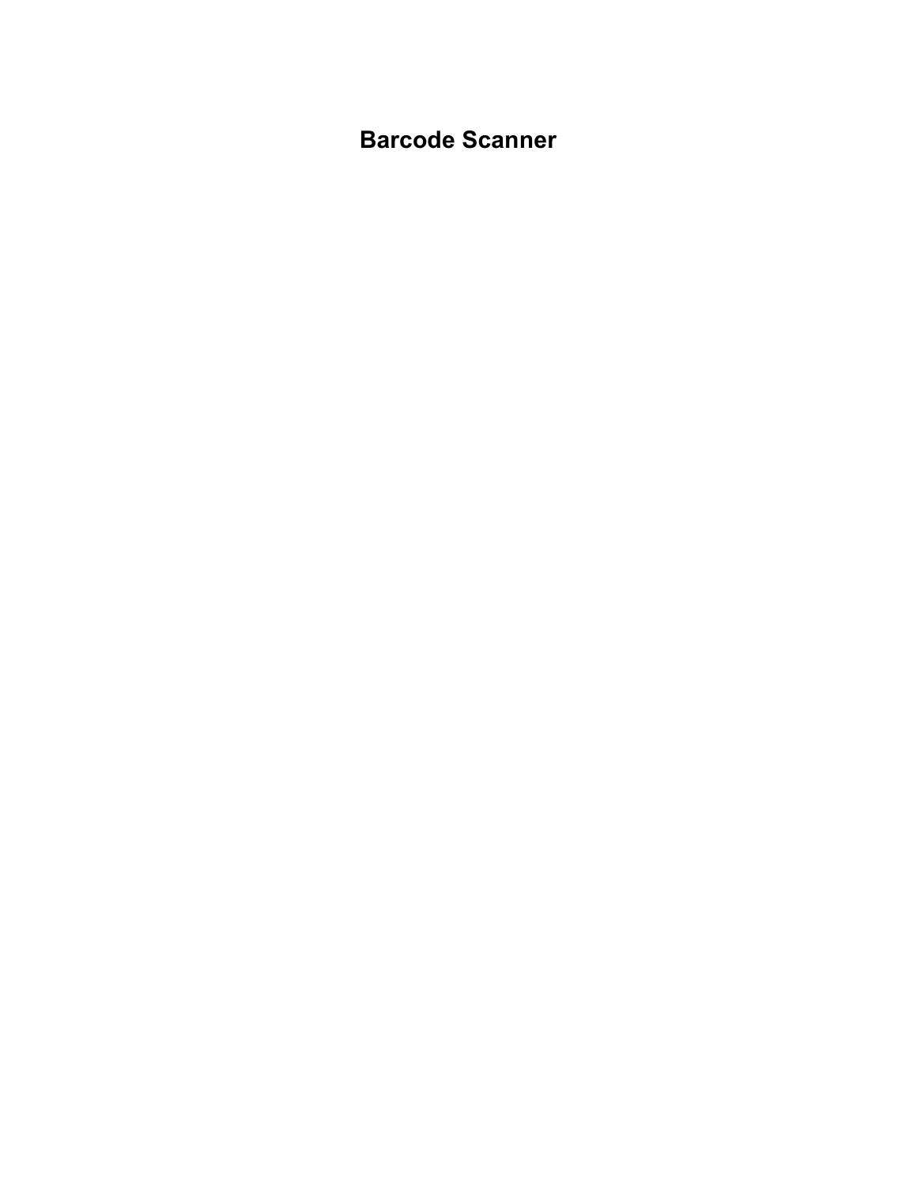# Barcode Scanner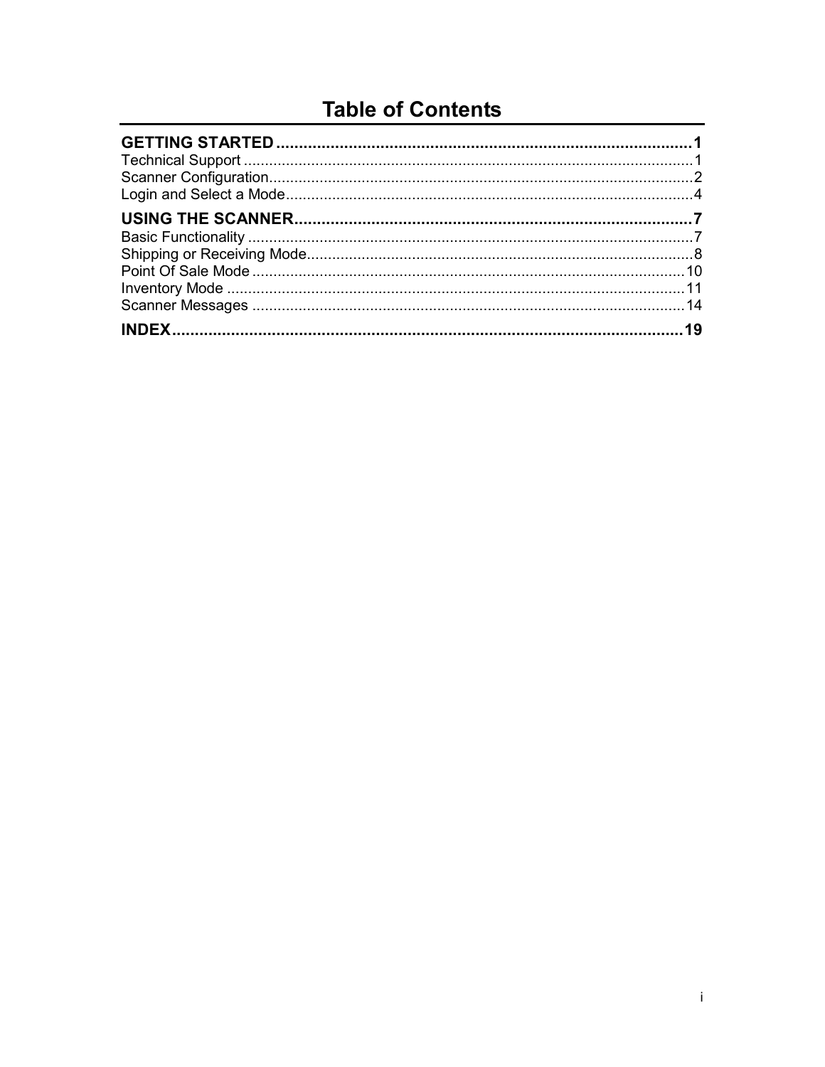# Table of Contents

**GETTING STARTED** ........................................................................ **1**

Technical Support ........................................................................ 1

Scanner Configuration ........................................................................ 2

Login and Select a Mode ........................................................................ 4

**USING THE SCANNER** ........................................................................ **7**

Basic Functionality ........................................................................ 7

Shipping or Receiving Mode ........................................................................ 8

Point Of Sale Mode ........................................................................ 10

Inventory Mode ........................................................................ 11

Scanner Messages ........................................................................ 14

**INDEX** ........................................................................ **19**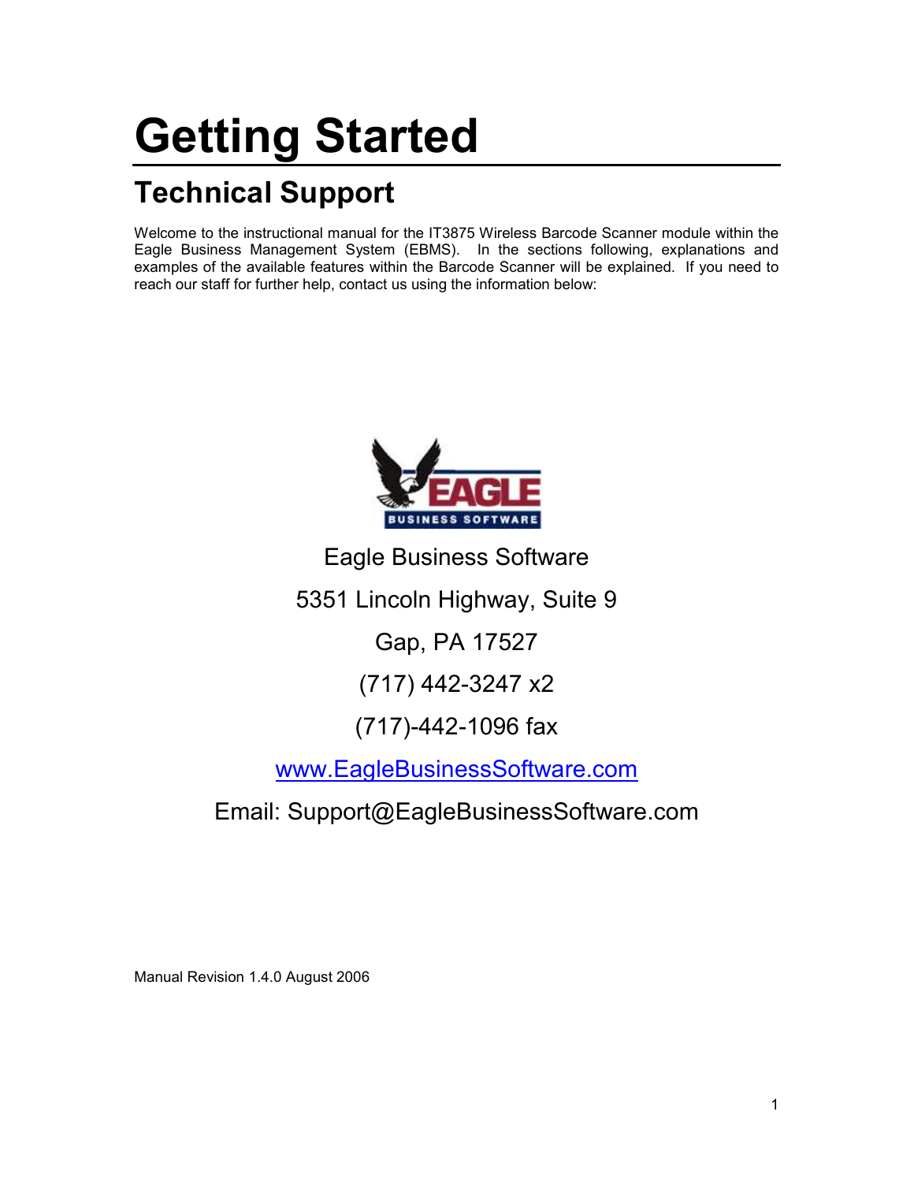# Getting Started

## Technical Support

Welcome to the instructional manual for the IT3875 Wireless Barcode Scanner module within the Eagle Business Management System (EBMS). In the sections following, explanations and examples of the available features within the Barcode Scanner will be explained. If you need to reach our staff for further help, contact us using the information below:

Eagle Business Software

5351 Lincoln Highway, Suite 9

Gap, PA 17527

(717) 442-3247 x2

(717)-442-1096 fax

www.EagleBusinessSoftware.com

Email: Support@EagleBusinessSoftware.com

Manual Revision 1.4.0 August 2006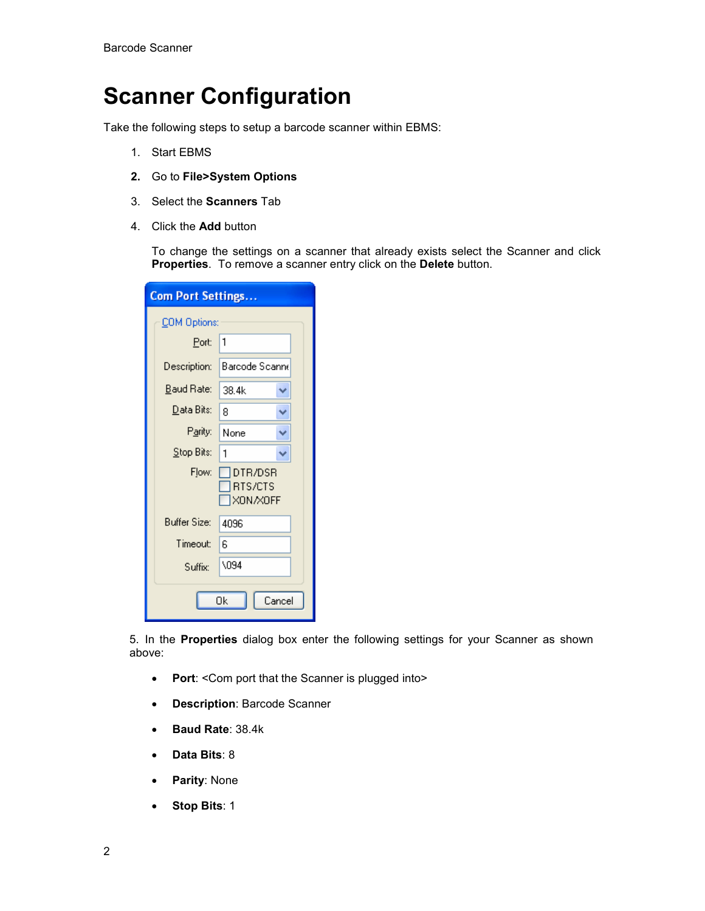# Scanner Configuration

Take the following steps to setup a barcode scanner within EBMS:

1. Start EBMS
2. Go to **File>System Options**
3. Select the **Scanners** Tab
4. Click the **Add** button

   To change the settings on a scanner that already exists select the Scanner and click **Properties**. To remove a scanner entry click on the **Delete** button.

5. In the **Properties** dialog box enter the following settings for your Scanner as shown above:

- **Port**: <Com port that the Scanner is plugged into>
- **Description**: Barcode Scanner
- **Baud Rate**: 38.4k
- **Data Bits**: 8
- **Parity**: None
- **Stop Bits**: 1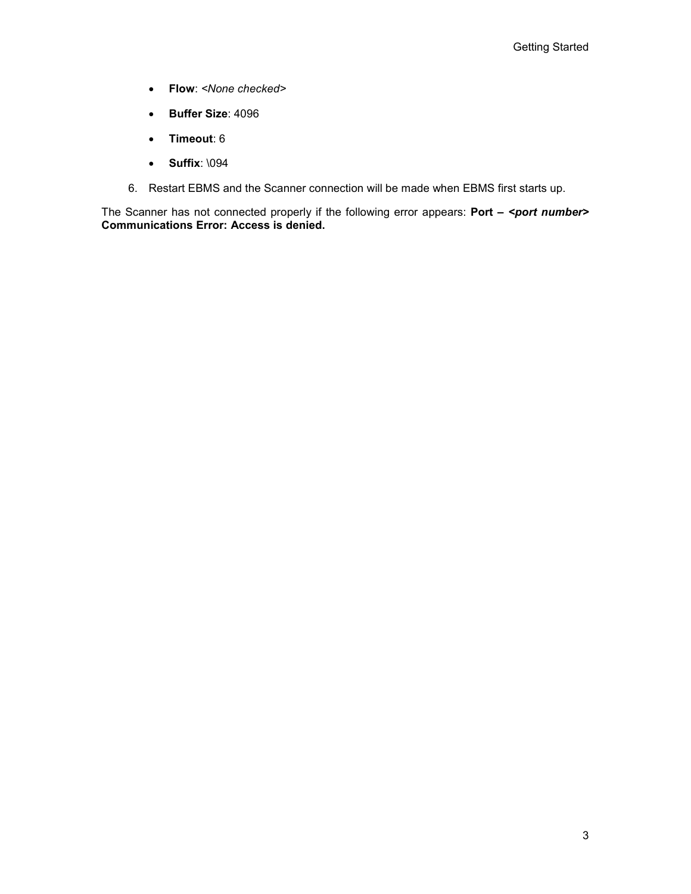- **Flow**: *<None checked>*
- **Buffer Size**: 4096
- **Timeout**: 6
- **Suffix**: \094

6. Restart EBMS and the Scanner connection will be made when EBMS first starts up.

The Scanner has not connected properly if the following error appears: **Port – *<port number>* Communications Error: Access is denied.**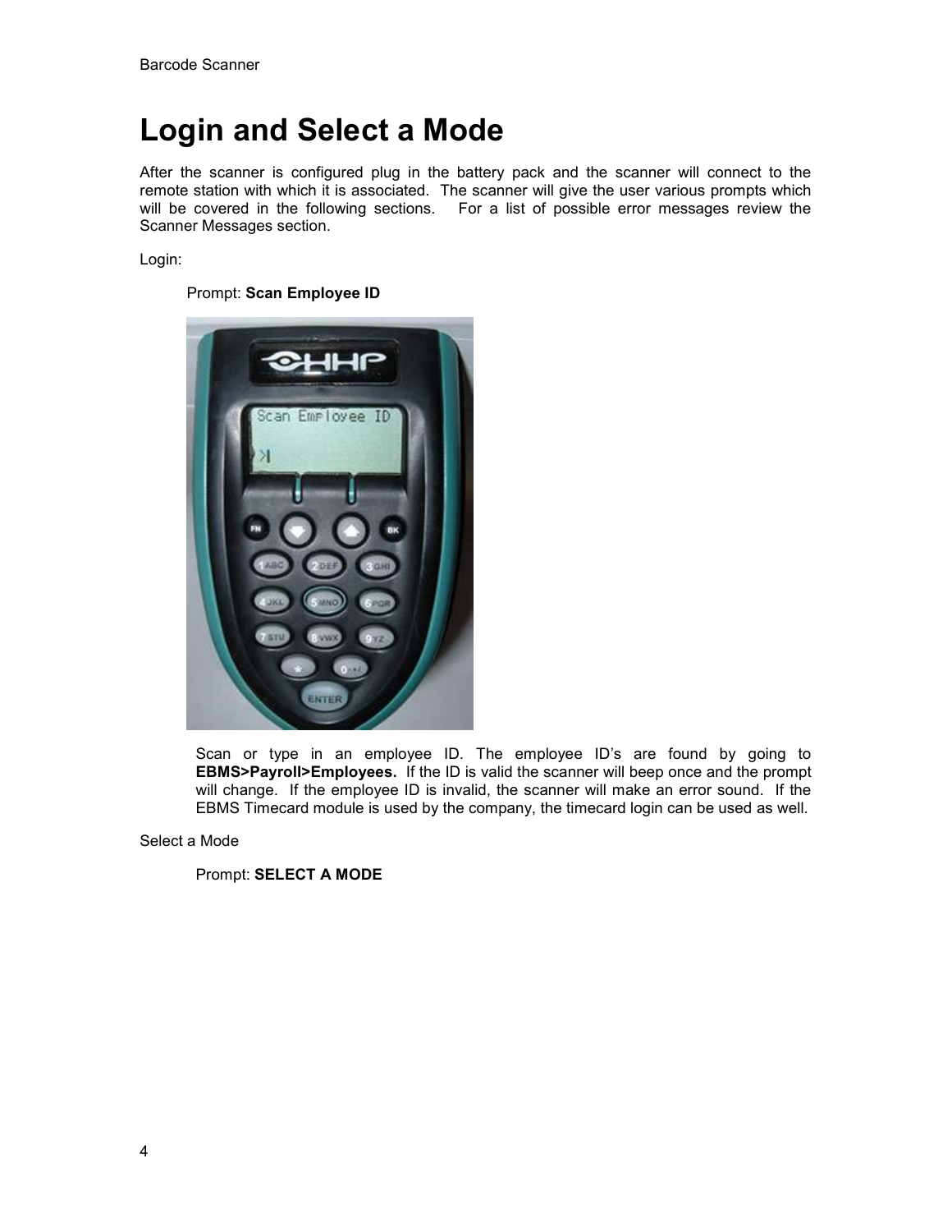# Login and Select a Mode

After the scanner is configured plug in the battery pack and the scanner will connect to the remote station with which it is associated. The scanner will give the user various prompts which will be covered in the following sections. For a list of possible error messages review the Scanner Messages section.

Login:

Prompt: **Scan Employee ID**

Scan or type in an employee ID. The employee ID's are found by going to **EBMS>Payroll>Employees.** If the ID is valid the scanner will beep once and the prompt will change. If the employee ID is invalid, the scanner will make an error sound. If the EBMS Timecard module is used by the company, the timecard login can be used as well.

Select a Mode

Prompt: **SELECT A MODE**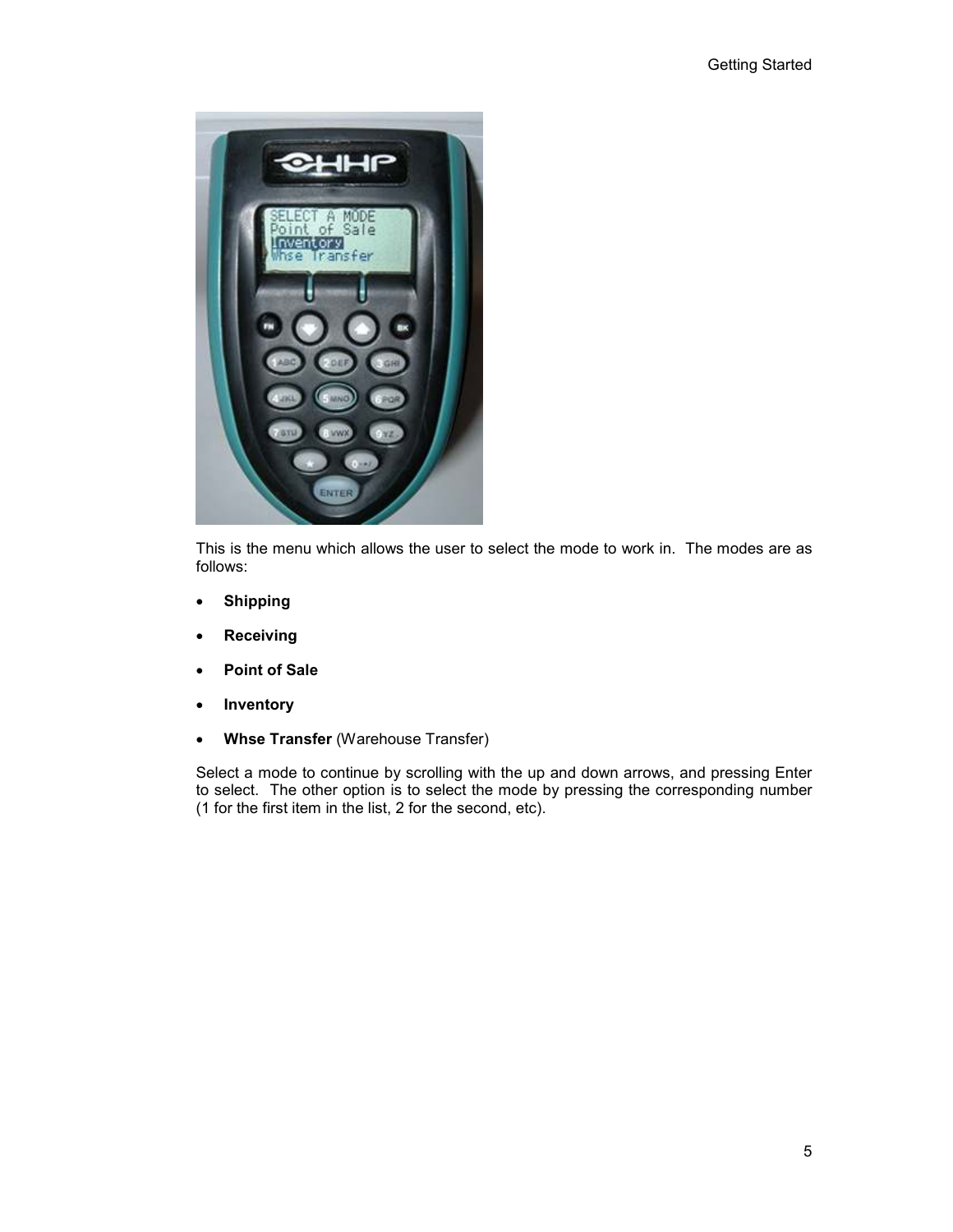This is the menu which allows the user to select the mode to work in. The modes are as follows:

- **Shipping**
- **Receiving**
- **Point of Sale**
- **Inventory**
- **Whse Transfer** (Warehouse Transfer)

Select a mode to continue by scrolling with the up and down arrows, and pressing Enter to select. The other option is to select the mode by pressing the corresponding number (1 for the first item in the list, 2 for the second, etc).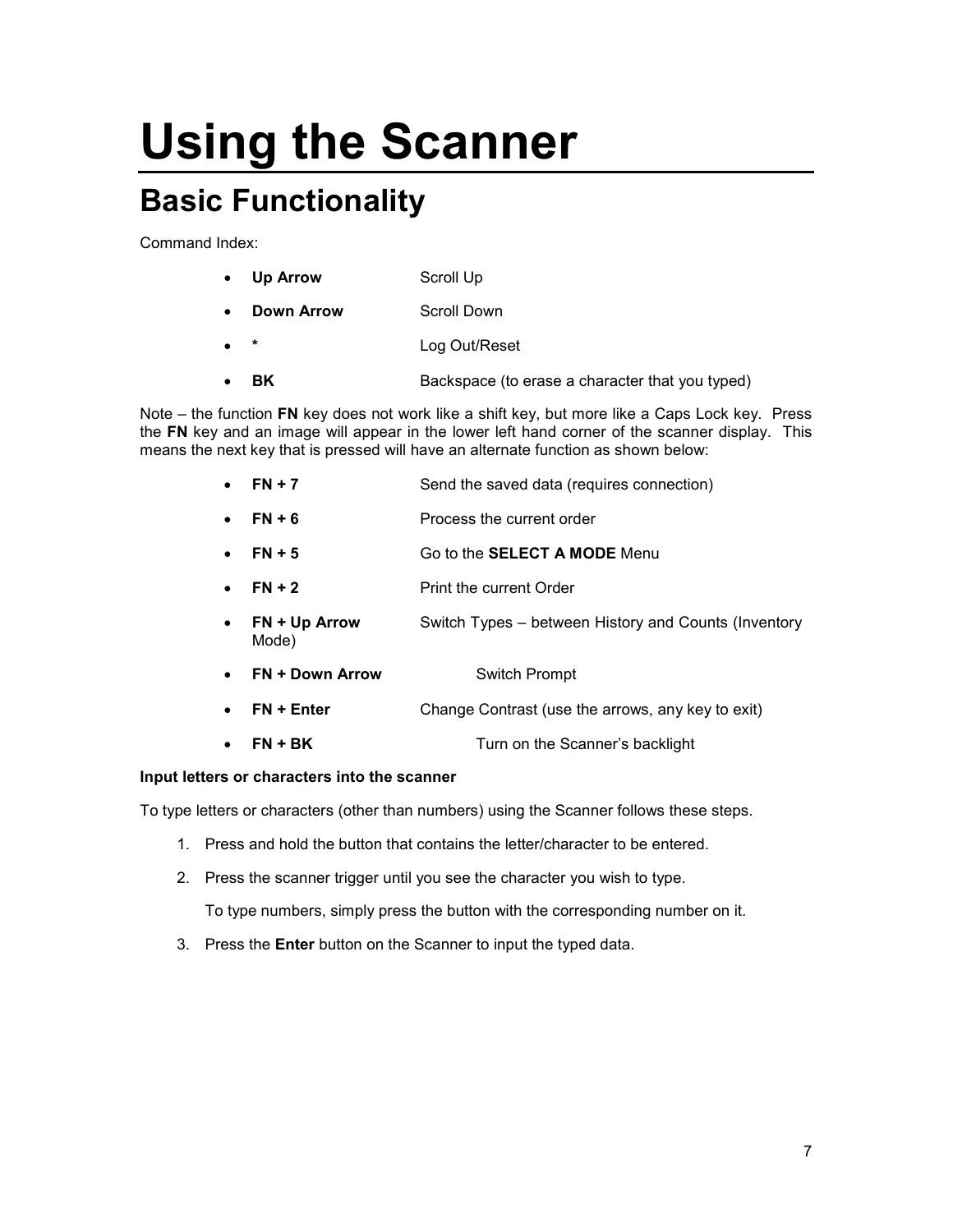# Using the Scanner

## Basic Functionality

Command Index:

- **Up Arrow** Scroll Up
- **Down Arrow** Scroll Down
- **\*** Log Out/Reset
- **BK** Backspace (to erase a character that you typed)

Note – the function **FN** key does not work like a shift key, but more like a Caps Lock key. Press the **FN** key and an image will appear in the lower left hand corner of the scanner display. This means the next key that is pressed will have an alternate function as shown below:

- **FN + 7** Send the saved data (requires connection)
- **FN + 6** Process the current order
- **FN + 5** Go to the **SELECT A MODE** Menu
- **FN + 2** Print the current Order
- **FN + Up Arrow** Switch Types – between History and Counts (Inventory Mode)
- **FN + Down Arrow** Switch Prompt
- **FN + Enter** Change Contrast (use the arrows, any key to exit)
- **FN + BK** Turn on the Scanner's backlight

**Input letters or characters into the scanner**

To type letters or characters (other than numbers) using the Scanner follows these steps.

1. Press and hold the button that contains the letter/character to be entered.
2. Press the scanner trigger until you see the character you wish to type.

   To type numbers, simply press the button with the corresponding number on it.
3. Press the **Enter** button on the Scanner to input the typed data.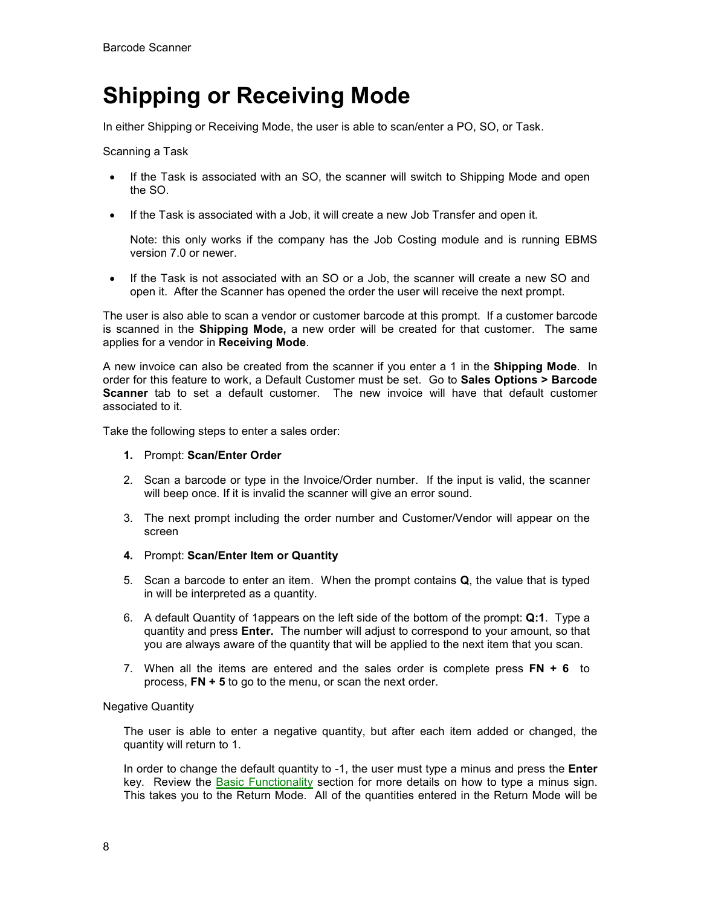# Shipping or Receiving Mode

In either Shipping or Receiving Mode, the user is able to scan/enter a PO, SO, or Task.

Scanning a Task

- If the Task is associated with an SO, the scanner will switch to Shipping Mode and open the SO.
- If the Task is associated with a Job, it will create a new Job Transfer and open it.

  Note: this only works if the company has the Job Costing module and is running EBMS version 7.0 or newer.
- If the Task is not associated with an SO or a Job, the scanner will create a new SO and open it. After the Scanner has opened the order the user will receive the next prompt.

The user is also able to scan a vendor or customer barcode at this prompt. If a customer barcode is scanned in the **Shipping Mode,** a new order will be created for that customer. The same applies for a vendor in **Receiving Mode**.

A new invoice can also be created from the scanner if you enter a 1 in the **Shipping Mode**. In order for this feature to work, a Default Customer must be set. Go to **Sales Options > Barcode Scanner** tab to set a default customer. The new invoice will have that default customer associated to it.

Take the following steps to enter a sales order:

1. Prompt: **Scan/Enter Order**
2. Scan a barcode or type in the Invoice/Order number. If the input is valid, the scanner will beep once. If it is invalid the scanner will give an error sound.
3. The next prompt including the order number and Customer/Vendor will appear on the screen
4. Prompt: **Scan/Enter Item or Quantity**
5. Scan a barcode to enter an item. When the prompt contains **Q**, the value that is typed in will be interpreted as a quantity.
6. A default Quantity of 1appears on the left side of the bottom of the prompt: **Q:1**. Type a quantity and press **Enter.** The number will adjust to correspond to your amount, so that you are always aware of the quantity that will be applied to the next item that you scan.
7. When all the items are entered and the sales order is complete press **FN + 6** to process, **FN + 5** to go to the menu, or scan the next order.

Negative Quantity

The user is able to enter a negative quantity, but after each item added or changed, the quantity will return to 1.

In order to change the default quantity to -1, the user must type a minus and press the **Enter** key. Review the Basic Functionality section for more details on how to type a minus sign. This takes you to the Return Mode. All of the quantities entered in the Return Mode will be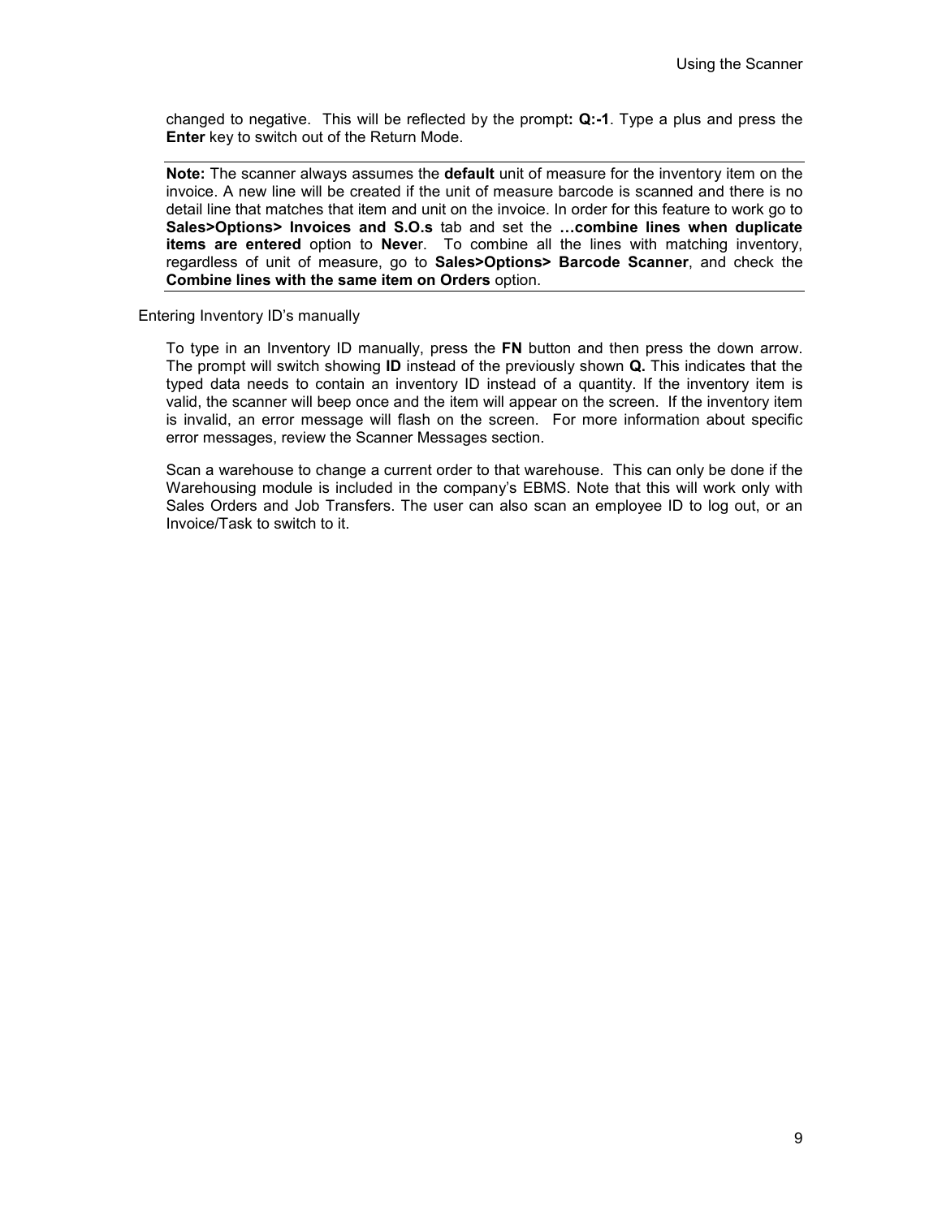changed to negative. This will be reflected by the prompt**: Q:-1**. Type a plus and press the **Enter** key to switch out of the Return Mode.

---

**Note:** The scanner always assumes the **default** unit of measure for the inventory item on the invoice. A new line will be created if the unit of measure barcode is scanned and there is no detail line that matches that item and unit on the invoice. In order for this feature to work go to **Sales>Options> Invoices and S.O.s** tab and set the **…combine lines when duplicate items are entered** option to **Neve**r. To combine all the lines with matching inventory, regardless of unit of measure, go to **Sales>Options> Barcode Scanner**, and check the **Combine lines with the same item on Orders** option.

---

Entering Inventory ID's manually

To type in an Inventory ID manually, press the **FN** button and then press the down arrow. The prompt will switch showing **ID** instead of the previously shown **Q.** This indicates that the typed data needs to contain an inventory ID instead of a quantity. If the inventory item is valid, the scanner will beep once and the item will appear on the screen. If the inventory item is invalid, an error message will flash on the screen. For more information about specific error messages, review the Scanner Messages section.

Scan a warehouse to change a current order to that warehouse. This can only be done if the Warehousing module is included in the company's EBMS. Note that this will work only with Sales Orders and Job Transfers. The user can also scan an employee ID to log out, or an Invoice/Task to switch to it.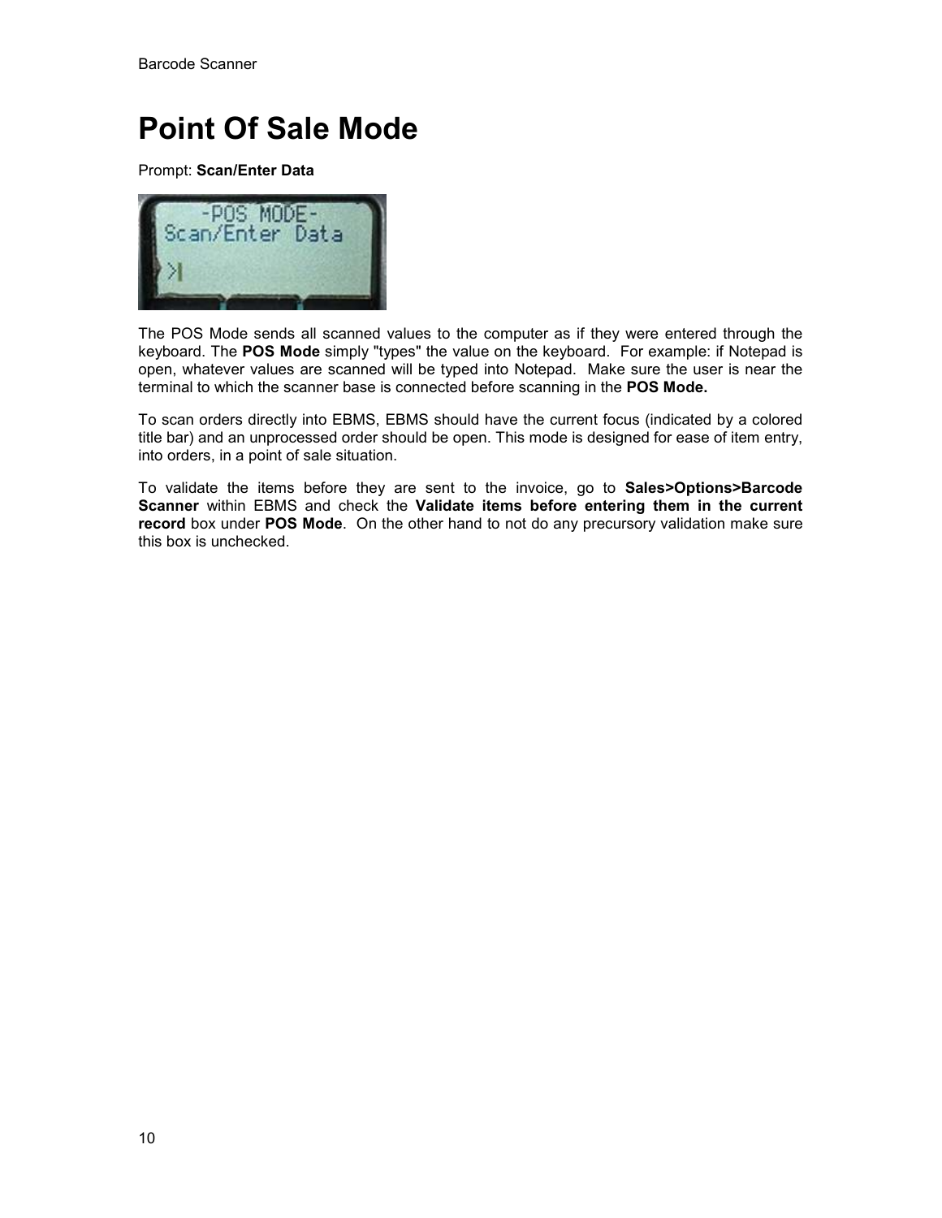# Point Of Sale Mode

Prompt: **Scan/Enter Data**

The POS Mode sends all scanned values to the computer as if they were entered through the keyboard. The **POS Mode** simply "types" the value on the keyboard.  For example: if Notepad is open, whatever values are scanned will be typed into Notepad.  Make sure the user is near the terminal to which the scanner base is connected before scanning in the **POS Mode.**

To scan orders directly into EBMS, EBMS should have the current focus (indicated by a colored title bar) and an unprocessed order should be open. This mode is designed for ease of item entry, into orders, in a point of sale situation.

To validate the items before they are sent to the invoice, go to **Sales>Options>Barcode Scanner** within EBMS and check the **Validate items before entering them in the current record** box under **POS Mode**.  On the other hand to not do any precursory validation make sure this box is unchecked.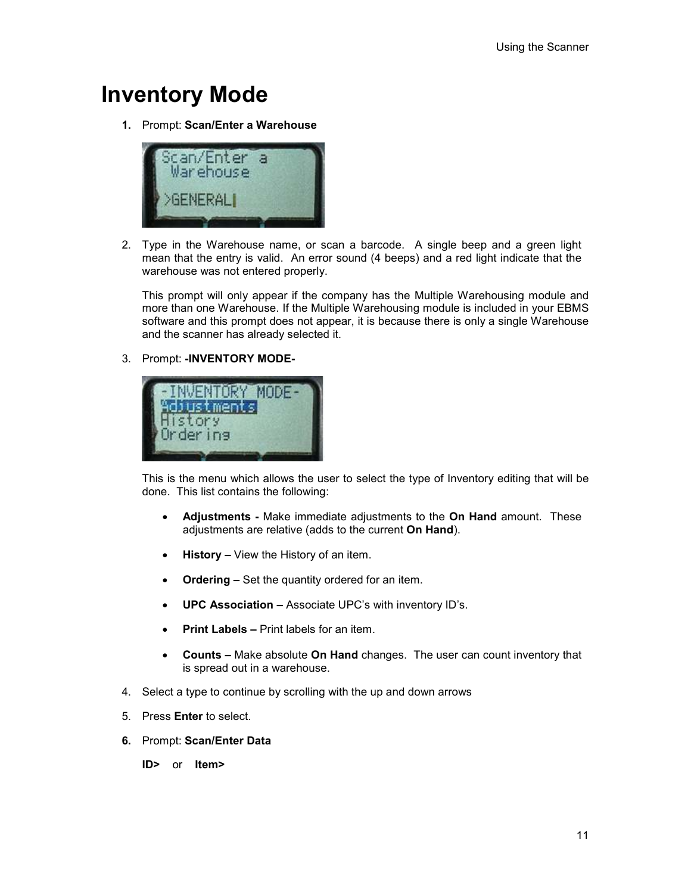# Inventory Mode

1. Prompt: **Scan/Enter a Warehouse**

2. Type in the Warehouse name, or scan a barcode. A single beep and a green light mean that the entry is valid. An error sound (4 beeps) and a red light indicate that the warehouse was not entered properly.

   This prompt will only appear if the company has the Multiple Warehousing module and more than one Warehouse. If the Multiple Warehousing module is included in your EBMS software and this prompt does not appear, it is because there is only a single Warehouse and the scanner has already selected it.

3. Prompt: **-INVENTORY MODE-**

   This is the menu which allows the user to select the type of Inventory editing that will be done. This list contains the following:

   - **Adjustments -** Make immediate adjustments to the **On Hand** amount. These adjustments are relative (adds to the current **On Hand**).
   - **History –** View the History of an item.
   - **Ordering –** Set the quantity ordered for an item.
   - **UPC Association –** Associate UPC's with inventory ID's.
   - **Print Labels –** Print labels for an item.
   - **Counts –** Make absolute **On Hand** changes. The user can count inventory that is spread out in a warehouse.

4. Select a type to continue by scrolling with the up and down arrows

5. Press **Enter** to select.

6. Prompt: **Scan/Enter Data**

   **ID>** or **Item>**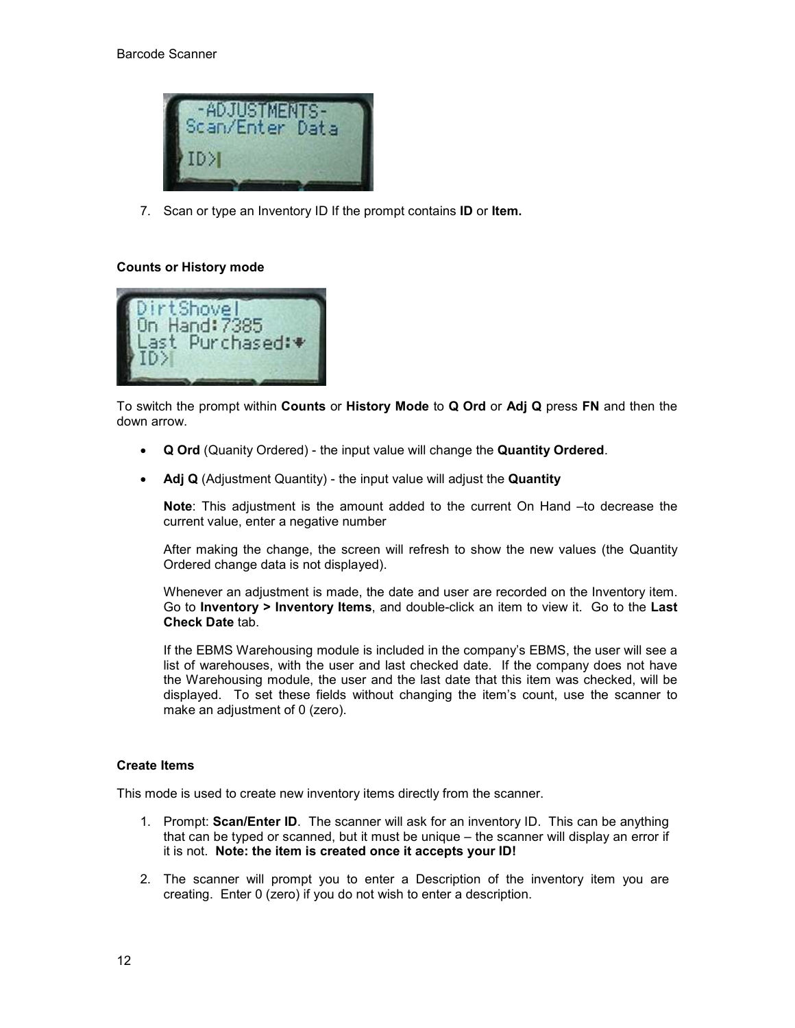7. Scan or type an Inventory ID If the prompt contains **ID** or **Item.**

**Counts or History mode**

To switch the prompt within **Counts** or **History Mode** to **Q Ord** or **Adj Q** press **FN** and then the down arrow.

- **Q Ord** (Quanity Ordered) - the input value will change the **Quantity Ordered**.
- **Adj Q** (Adjustment Quantity) - the input value will adjust the **Quantity**

  **Note**: This adjustment is the amount added to the current On Hand –to decrease the current value, enter a negative number

  After making the change, the screen will refresh to show the new values (the Quantity Ordered change data is not displayed).

  Whenever an adjustment is made, the date and user are recorded on the Inventory item. Go to **Inventory > Inventory Items**, and double-click an item to view it. Go to the **Last Check Date** tab.

  If the EBMS Warehousing module is included in the company's EBMS, the user will see a list of warehouses, with the user and last checked date. If the company does not have the Warehousing module, the user and the last date that this item was checked, will be displayed. To set these fields without changing the item's count, use the scanner to make an adjustment of 0 (zero).

**Create Items**

This mode is used to create new inventory items directly from the scanner.

1. Prompt: **Scan/Enter ID**. The scanner will ask for an inventory ID. This can be anything that can be typed or scanned, but it must be unique – the scanner will display an error if it is not. **Note: the item is created once it accepts your ID!**
2. The scanner will prompt you to enter a Description of the inventory item you are creating. Enter 0 (zero) if you do not wish to enter a description.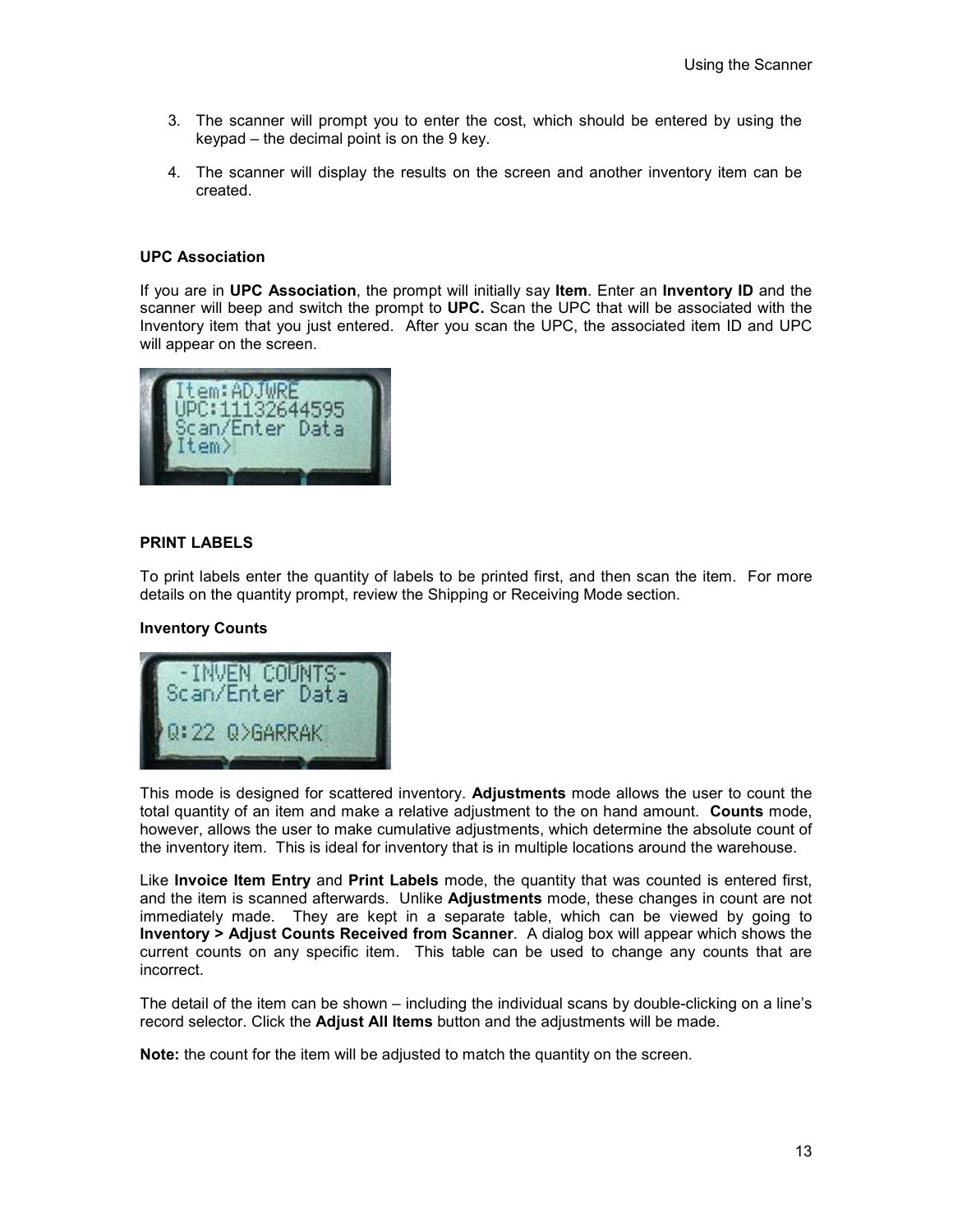3. The scanner will prompt you to enter the cost, which should be entered by using the keypad – the decimal point is on the 9 key.

4. The scanner will display the results on the screen and another inventory item can be created.

**UPC Association**

If you are in **UPC Association**, the prompt will initially say **Item**. Enter an **Inventory ID** and the scanner will beep and switch the prompt to **UPC.** Scan the UPC that will be associated with the Inventory item that you just entered. After you scan the UPC, the associated item ID and UPC will appear on the screen.

**PRINT LABELS**

To print labels enter the quantity of labels to be printed first, and then scan the item. For more details on the quantity prompt, review the Shipping or Receiving Mode section.

**Inventory Counts**

This mode is designed for scattered inventory. **Adjustments** mode allows the user to count the total quantity of an item and make a relative adjustment to the on hand amount. **Counts** mode, however, allows the user to make cumulative adjustments, which determine the absolute count of the inventory item. This is ideal for inventory that is in multiple locations around the warehouse.

Like **Invoice Item Entry** and **Print Labels** mode, the quantity that was counted is entered first, and the item is scanned afterwards. Unlike **Adjustments** mode, these changes in count are not immediately made. They are kept in a separate table, which can be viewed by going to **Inventory > Adjust Counts Received from Scanner**. A dialog box will appear which shows the current counts on any specific item. This table can be used to change any counts that are incorrect.

The detail of the item can be shown – including the individual scans by double-clicking on a line's record selector. Click the **Adjust All Items** button and the adjustments will be made.

**Note:** the count for the item will be adjusted to match the quantity on the screen.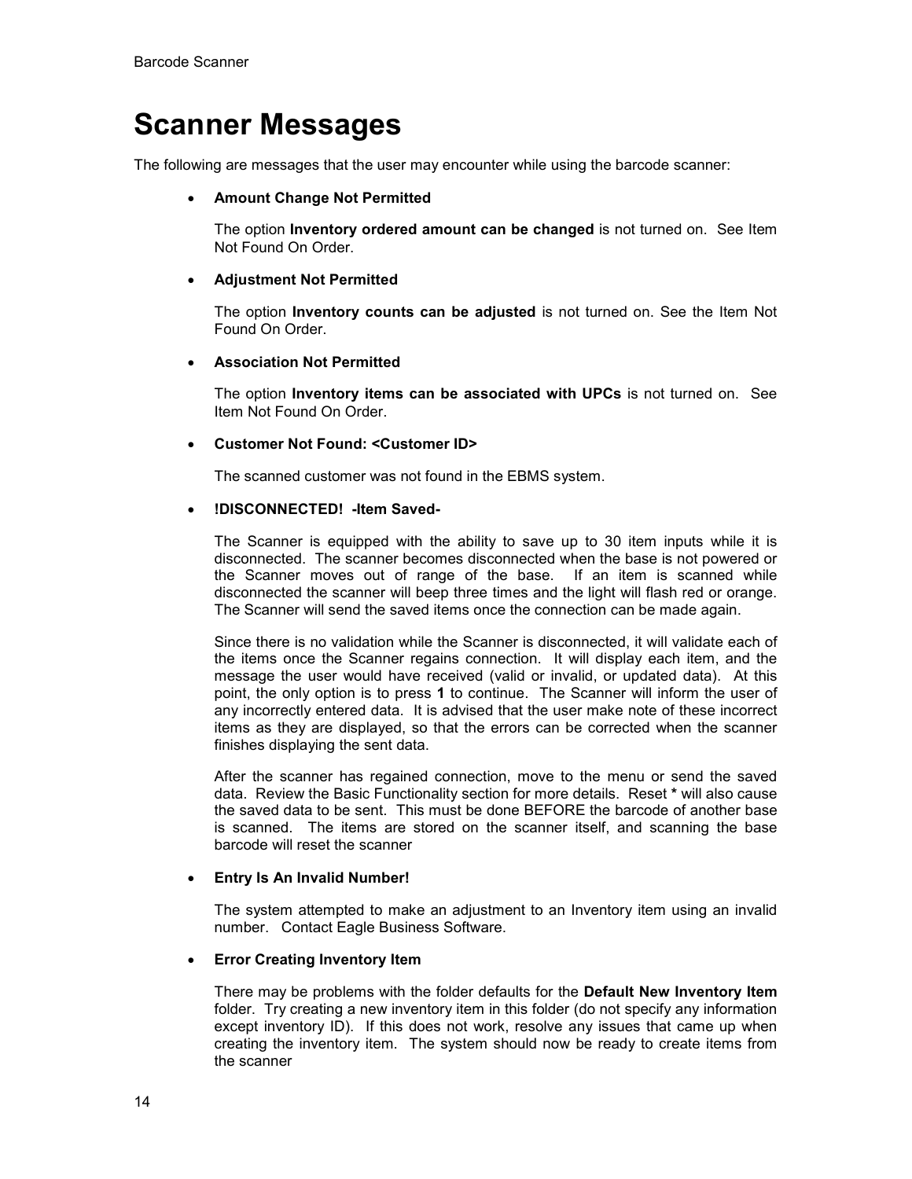# Scanner Messages

The following are messages that the user may encounter while using the barcode scanner:

- **Amount Change Not Permitted**

  The option **Inventory ordered amount can be changed** is not turned on. See Item Not Found On Order.

- **Adjustment Not Permitted**

  The option **Inventory counts can be adjusted** is not turned on. See the Item Not Found On Order.

- **Association Not Permitted**

  The option **Inventory items can be associated with UPCs** is not turned on. See Item Not Found On Order.

- **Customer Not Found: <Customer ID>**

  The scanned customer was not found in the EBMS system.

- **!DISCONNECTED! -Item Saved-**

  The Scanner is equipped with the ability to save up to 30 item inputs while it is disconnected. The scanner becomes disconnected when the base is not powered or the Scanner moves out of range of the base. If an item is scanned while disconnected the scanner will beep three times and the light will flash red or orange. The Scanner will send the saved items once the connection can be made again.

  Since there is no validation while the Scanner is disconnected, it will validate each of the items once the Scanner regains connection. It will display each item, and the message the user would have received (valid or invalid, or updated data). At this point, the only option is to press **1** to continue. The Scanner will inform the user of any incorrectly entered data. It is advised that the user make note of these incorrect items as they are displayed, so that the errors can be corrected when the scanner finishes displaying the sent data.

  After the scanner has regained connection, move to the menu or send the saved data. Review the Basic Functionality section for more details. Reset **\*** will also cause the saved data to be sent. This must be done BEFORE the barcode of another base is scanned. The items are stored on the scanner itself, and scanning the base barcode will reset the scanner

- **Entry Is An Invalid Number!**

  The system attempted to make an adjustment to an Inventory item using an invalid number. Contact Eagle Business Software.

- **Error Creating Inventory Item**

  There may be problems with the folder defaults for the **Default New Inventory Item** folder. Try creating a new inventory item in this folder (do not specify any information except inventory ID). If this does not work, resolve any issues that came up when creating the inventory item. The system should now be ready to create items from the scanner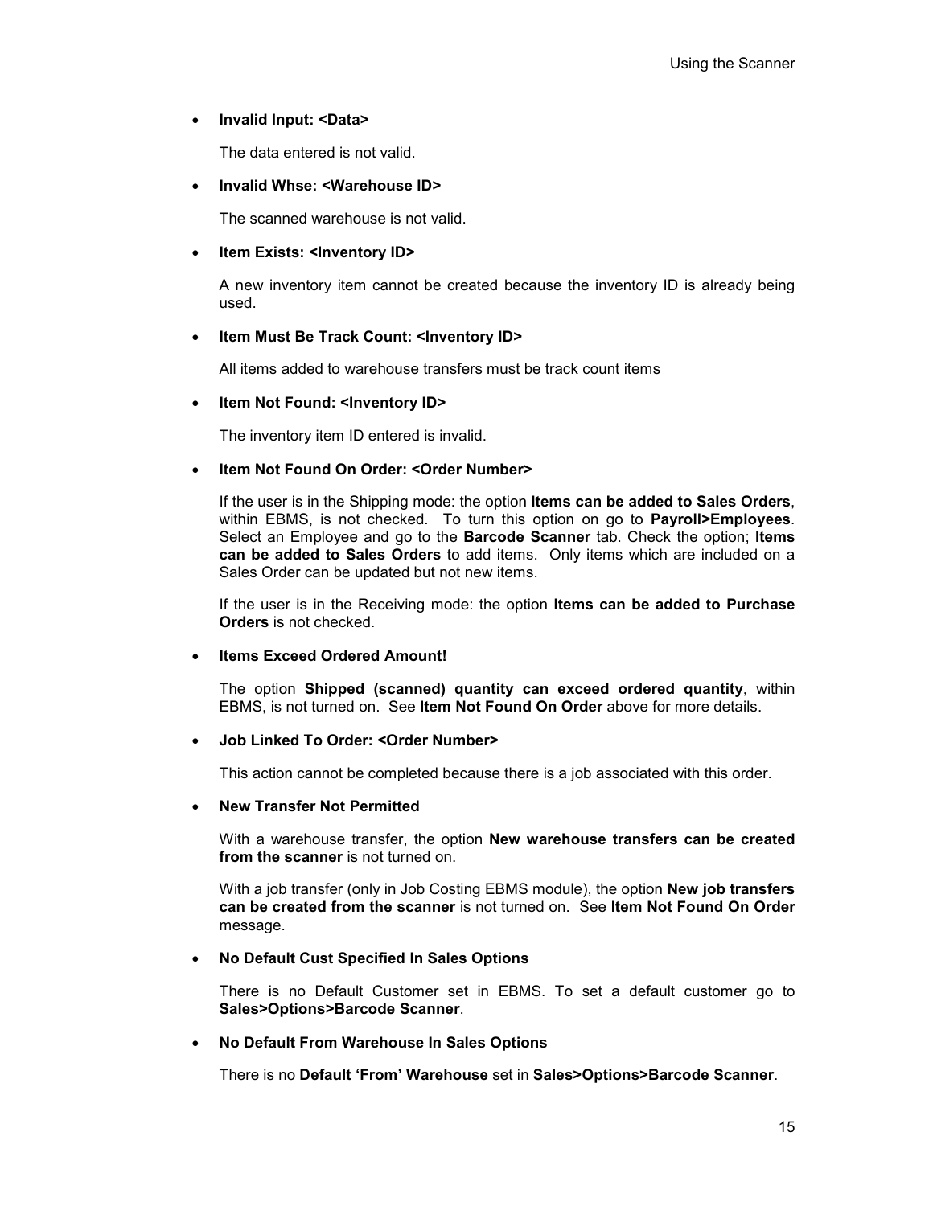- **Invalid Input: <Data>**

  The data entered is not valid.

- **Invalid Whse: <Warehouse ID>**

  The scanned warehouse is not valid.

- **Item Exists: <Inventory ID>**

  A new inventory item cannot be created because the inventory ID is already being used.

- **Item Must Be Track Count: <Inventory ID>**

  All items added to warehouse transfers must be track count items

- **Item Not Found: <Inventory ID>**

  The inventory item ID entered is invalid.

- **Item Not Found On Order: <Order Number>**

  If the user is in the Shipping mode: the option **Items can be added to Sales Orders**, within EBMS, is not checked. To turn this option on go to **Payroll>Employees**. Select an Employee and go to the **Barcode Scanner** tab. Check the option; **Items can be added to Sales Orders** to add items. Only items which are included on a Sales Order can be updated but not new items.

  If the user is in the Receiving mode: the option **Items can be added to Purchase Orders** is not checked.

- **Items Exceed Ordered Amount!**

  The option **Shipped (scanned) quantity can exceed ordered quantity**, within EBMS, is not turned on. See **Item Not Found On Order** above for more details.

- **Job Linked To Order: <Order Number>**

  This action cannot be completed because there is a job associated with this order.

- **New Transfer Not Permitted**

  With a warehouse transfer, the option **New warehouse transfers can be created from the scanner** is not turned on.

  With a job transfer (only in Job Costing EBMS module), the option **New job transfers can be created from the scanner** is not turned on. See **Item Not Found On Order** message.

- **No Default Cust Specified In Sales Options**

  There is no Default Customer set in EBMS. To set a default customer go to **Sales>Options>Barcode Scanner**.

- **No Default From Warehouse In Sales Options**

  There is no **Default 'From' Warehouse** set in **Sales>Options>Barcode Scanner**.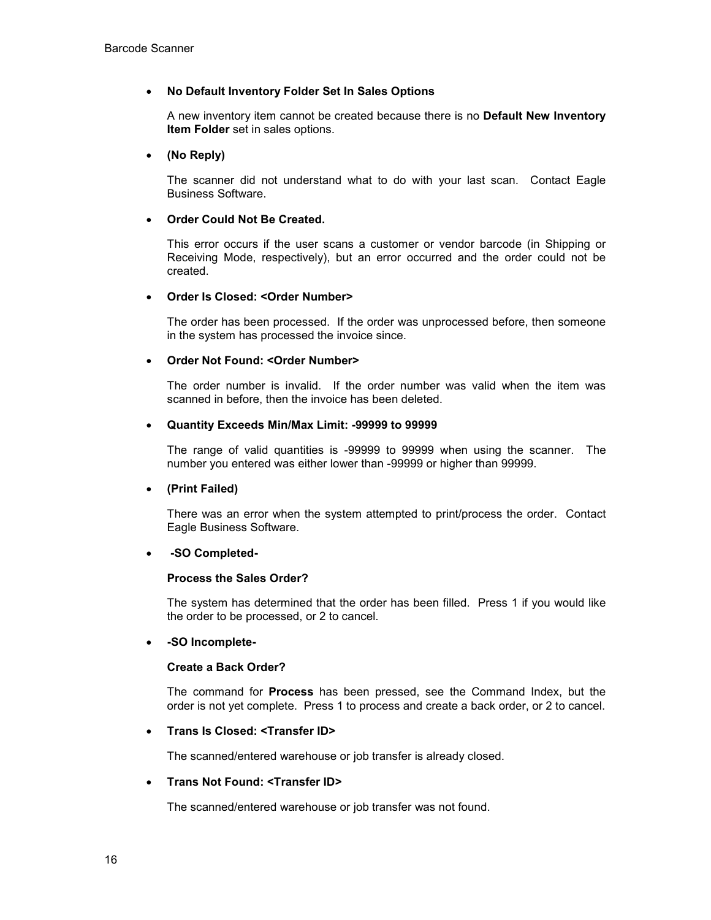- **No Default Inventory Folder Set In Sales Options**

  A new inventory item cannot be created because there is no **Default New Inventory Item Folder** set in sales options.

- **(No Reply)**

  The scanner did not understand what to do with your last scan. Contact Eagle Business Software.

- **Order Could Not Be Created.**

  This error occurs if the user scans a customer or vendor barcode (in Shipping or Receiving Mode, respectively), but an error occurred and the order could not be created.

- **Order Is Closed: <Order Number>**

  The order has been processed. If the order was unprocessed before, then someone in the system has processed the invoice since.

- **Order Not Found: <Order Number>**

  The order number is invalid. If the order number was valid when the item was scanned in before, then the invoice has been deleted.

- **Quantity Exceeds Min/Max Limit: -99999 to 99999**

  The range of valid quantities is -99999 to 99999 when using the scanner. The number you entered was either lower than -99999 or higher than 99999.

- **(Print Failed)**

  There was an error when the system attempted to print/process the order. Contact Eagle Business Software.

- **-SO Completed-**

  **Process the Sales Order?**

  The system has determined that the order has been filled. Press 1 if you would like the order to be processed, or 2 to cancel.

- **-SO Incomplete-**

  **Create a Back Order?**

  The command for **Process** has been pressed, see the Command Index, but the order is not yet complete. Press 1 to process and create a back order, or 2 to cancel.

- **Trans Is Closed: <Transfer ID>**

  The scanned/entered warehouse or job transfer is already closed.

- **Trans Not Found: <Transfer ID>**

  The scanned/entered warehouse or job transfer was not found.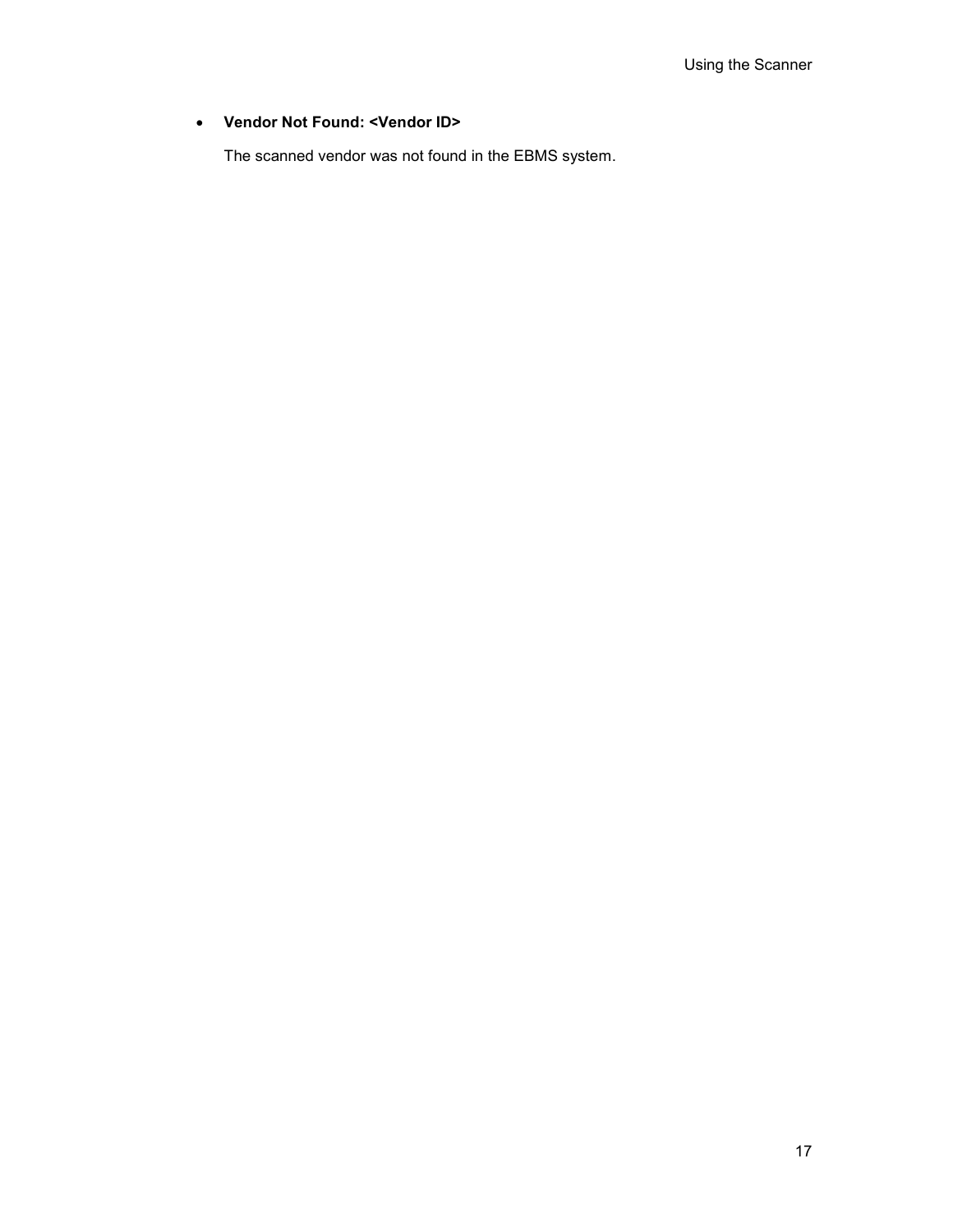- **Vendor Not Found: <Vendor ID>**

  The scanned vendor was not found in the EBMS system.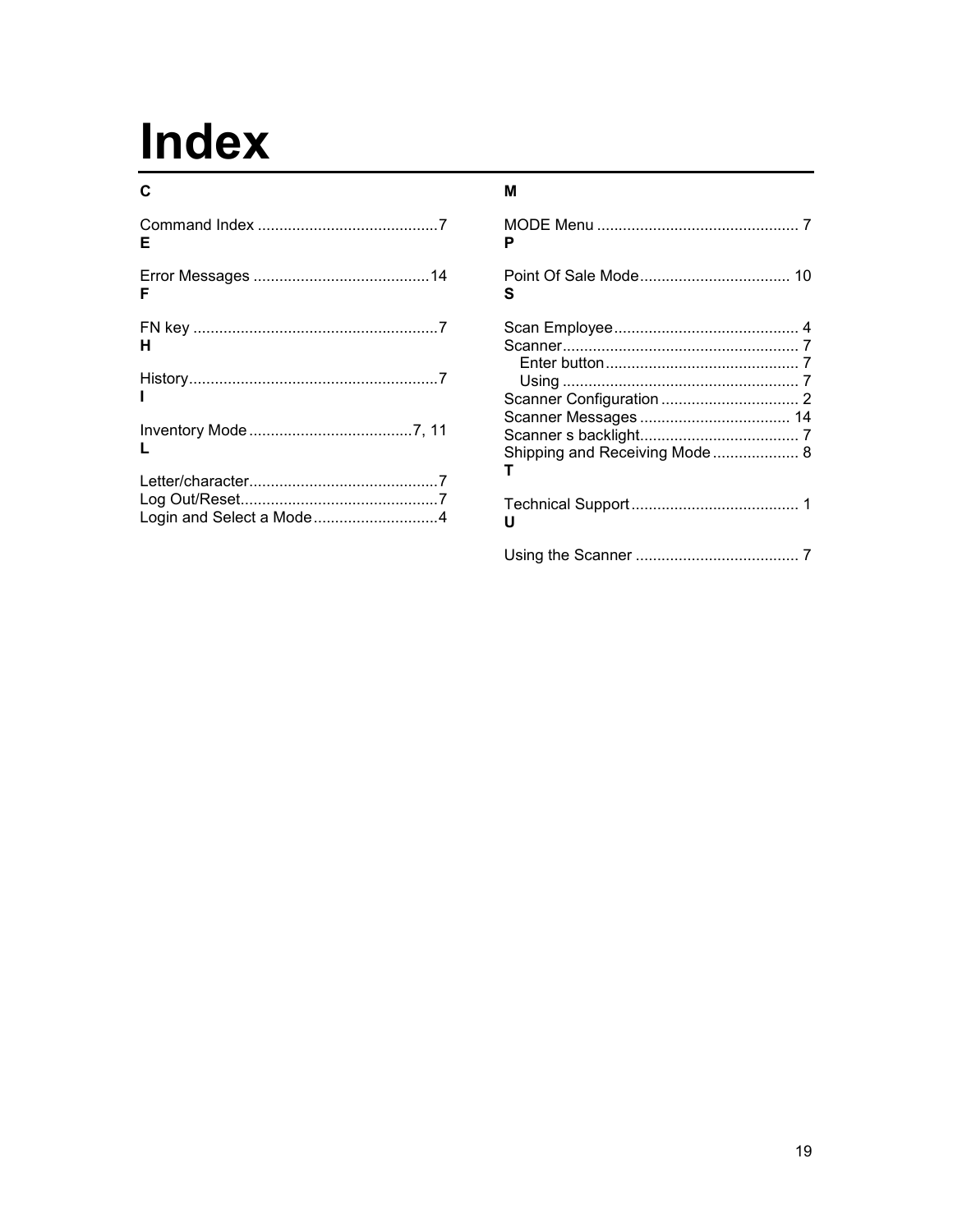# Index

**C**

Command Index ..........................................7

**E**

Error Messages .........................................14

**F**

FN key .........................................................7

**H**

History..........................................................7

**I**

Inventory Mode ......................................7, 11

**L**

Letter/character............................................7
Log Out/Reset..............................................7
Login and Select a Mode .............................4

**M**

MODE Menu ............................................... 7

**P**

Point Of Sale Mode................................... 10

**S**

Scan Employee........................................... 4
Scanner....................................................... 7
- Enter button............................................. 7
- Using ....................................................... 7

Scanner Configuration ................................ 2
Scanner Messages ................................... 14
Scanner s backlight..................................... 7
Shipping and Receiving Mode .................... 8

**T**

Technical Support ....................................... 1

**U**

Using the Scanner ...................................... 7